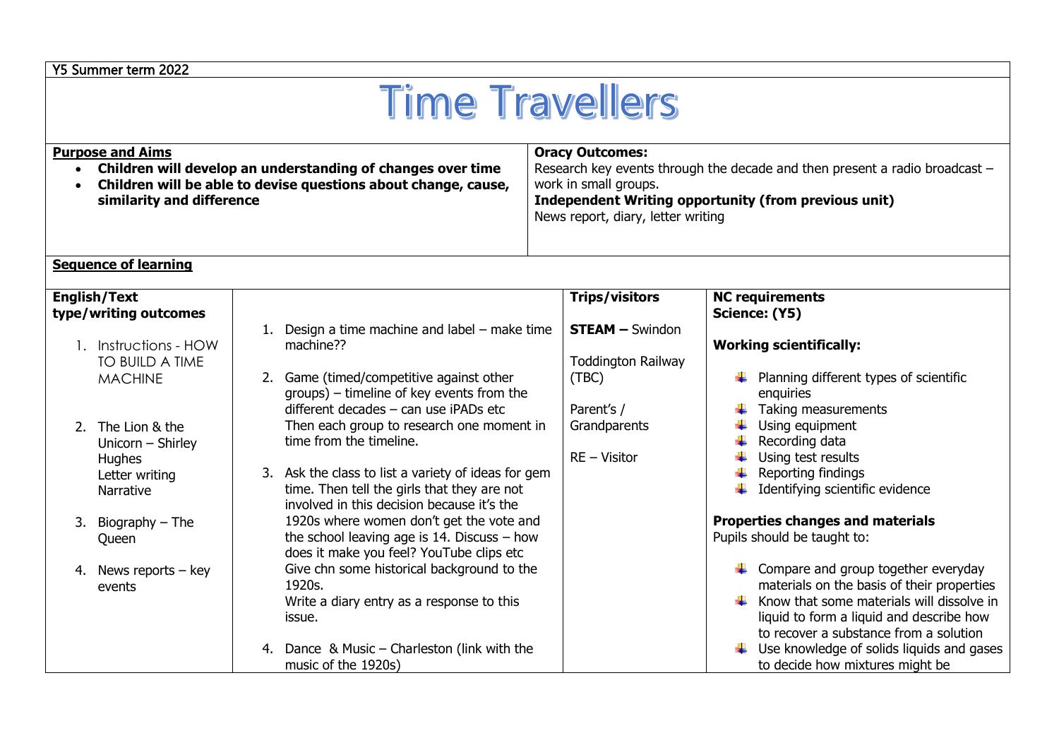Y5 Summer term 2022

# Time Travellers

| **Purpose and Aims** | **Oracy Outcomes:** |
|---|---|
| • **Children will develop an understanding of changes over time**<br>• **Children will be able to devise questions about change, cause, similarity and difference** | Research key events through the decade and then present a radio broadcast – work in small groups.<br>**Independent Writing opportunity (from previous unit)**<br>News report, diary, letter writing |

**Sequence of learning**

| **English/Text type/writing outcomes** | | **Trips/visitors** | **NC requirements Science: (Y5)** |
|---|---|---|---|
| 1. Instructions - HOW TO BUILD A TIME MACHINE<br><br>2. The Lion & the Unicorn – Shirley Hughes<br>Letter writing<br>Narrative<br><br>3. Biography – The Queen<br><br>4. News reports – key events | 1. Design a time machine and label – make time machine??<br><br>2. Game (timed/competitive against other groups) – timeline of key events from the different decades – can use iPADs etc<br>Then each group to research one moment in time from the timeline.<br><br>3. Ask the class to list a variety of ideas for gem time. Then tell the girls that they are not involved in this decision because it's the 1920s where women don't get the vote and the school leaving age is 14. Discuss – how does it make you feel? YouTube clips etc<br>Give chn some historical background to the 1920s.<br>Write a diary entry as a response to this issue.<br><br>4. Dance & Music – Charleston (link with the music of the 1920s) | **STEAM –** Swindon<br><br>Toddington Railway (TBC)<br><br>Parent's / Grandparents<br><br>RE – Visitor | **Working scientifically:**<br>• Planning different types of scientific enquiries<br>• Taking measurements<br>• Using equipment<br>• Recording data<br>• Using test results<br>• Reporting findings<br>• Identifying scientific evidence<br><br>**Properties changes and materials**<br>Pupils should be taught to:<br>• Compare and group together everyday materials on the basis of their properties<br>• Know that some materials will dissolve in liquid to form a liquid and describe how to recover a substance from a solution<br>• Use knowledge of solids liquids and gases to decide how mixtures might be |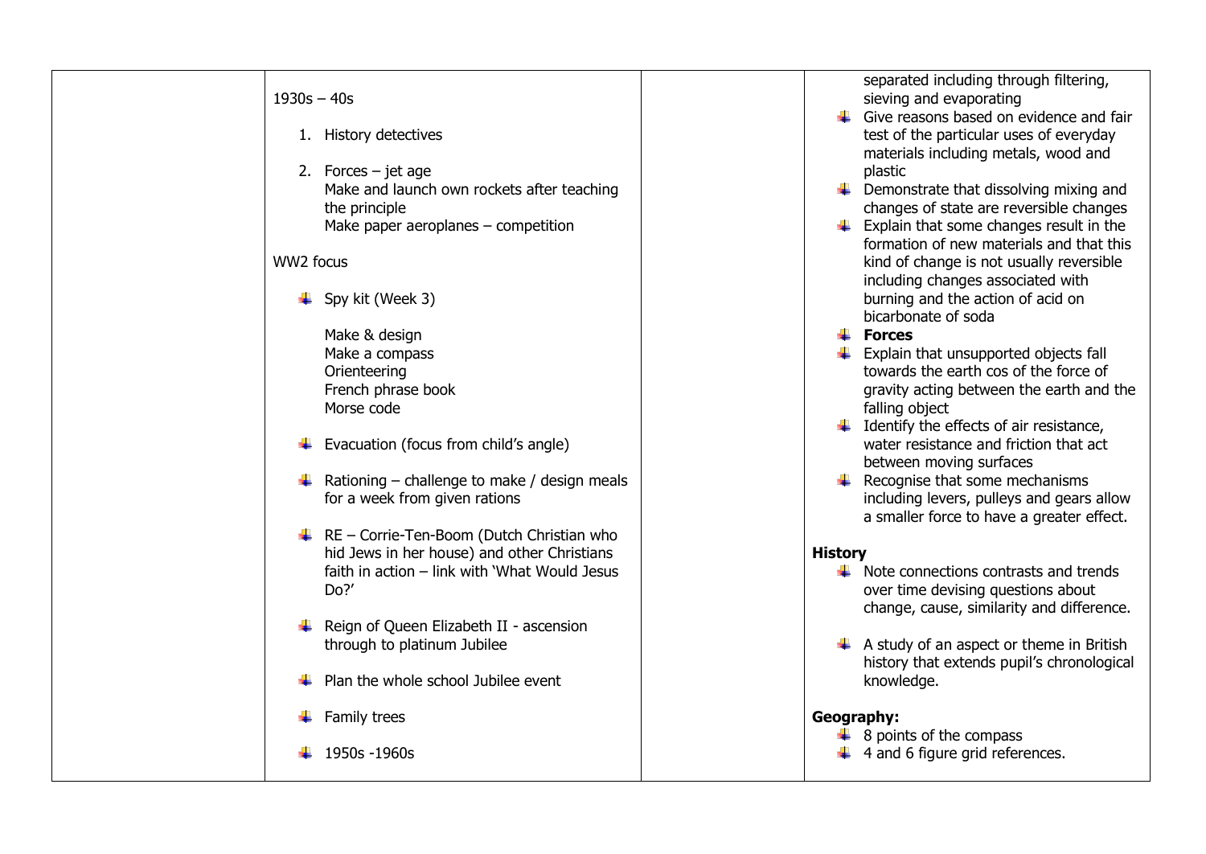| | | | |
|---|---|---|---|
| | 1930s – 40s<br><br>1. History detectives<br><br>2. Forces – jet age<br>Make and launch own rockets after teaching the principle<br>Make paper aeroplanes – competition<br><br>WW2 focus<br><br>- Spy kit (Week 3)<br><br>Make & design<br>Make a compass<br>Orienteering<br>French phrase book<br>Morse code<br><br>- Evacuation (focus from child's angle)<br><br>- Rationing – challenge to make / design meals for a week from given rations<br><br>- RE – Corrie-Ten-Boom (Dutch Christian who hid Jews in her house) and other Christians faith in action – link with 'What Would Jesus Do?'<br><br>- Reign of Queen Elizabeth II - ascension through to platinum Jubilee<br><br>- Plan the whole school Jubilee event<br><br>- Family trees<br><br>- 1950s -1960s | | separated including through filtering, sieving and evaporating<br>- Give reasons based on evidence and fair test of the particular uses of everyday materials including metals, wood and plastic<br>- Demonstrate that dissolving mixing and changes of state are reversible changes<br>- Explain that some changes result in the formation of new materials and that this kind of change is not usually reversible including changes associated with burning and the action of acid on bicarbonate of soda<br>- **Forces**<br>- Explain that unsupported objects fall towards the earth cos of the force of gravity acting between the earth and the falling object<br>- Identify the effects of air resistance, water resistance and friction that act between moving surfaces<br>- Recognise that some mechanisms including levers, pulleys and gears allow a smaller force to have a greater effect.<br><br>**History**<br>- Note connections contrasts and trends over time devising questions about change, cause, similarity and difference.<br><br>- A study of an aspect or theme in British history that extends pupil's chronological knowledge.<br><br>**Geography:**<br>- 8 points of the compass<br>- 4 and 6 figure grid references. |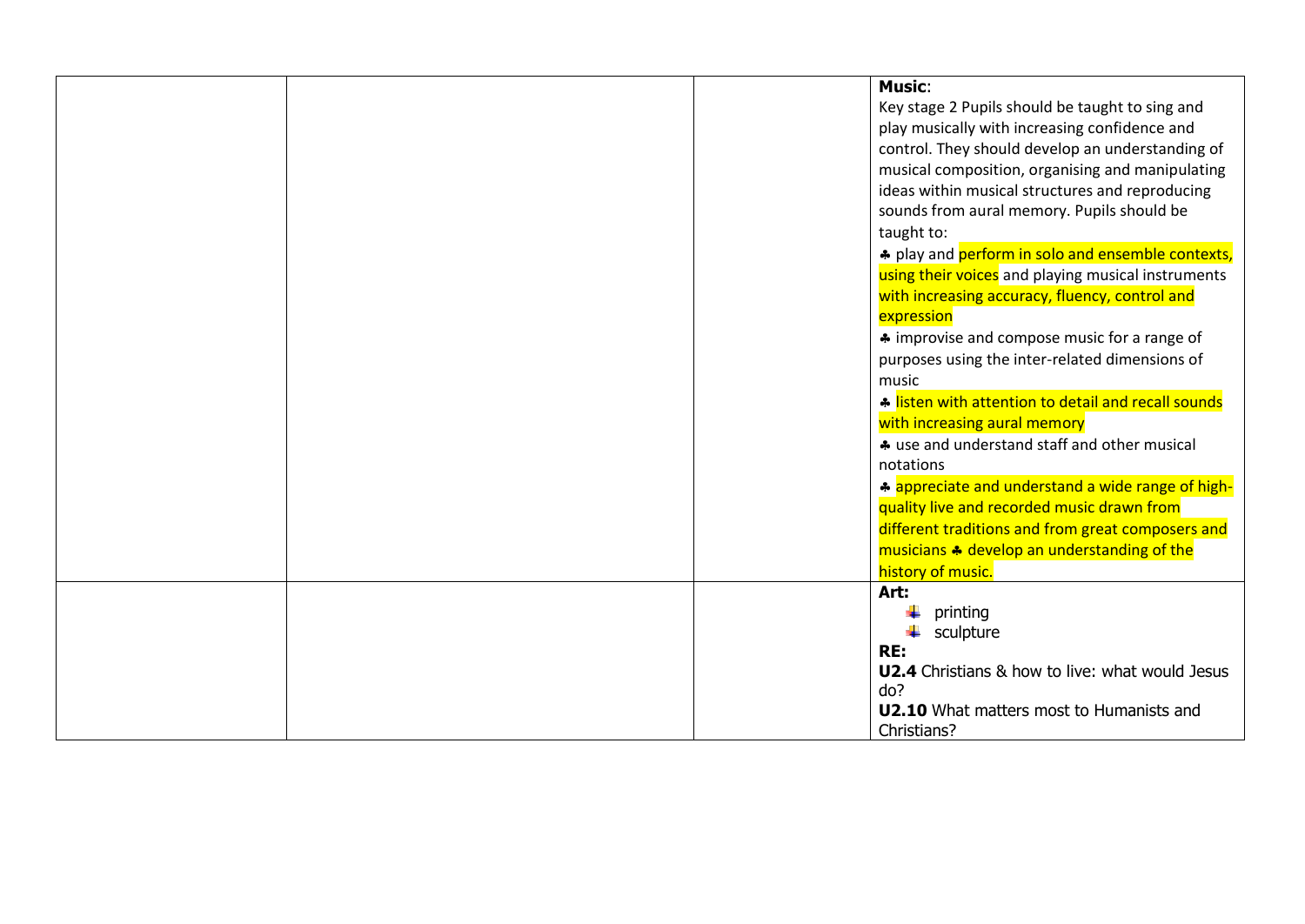| | | | |
|---|---|---|---|
| | | | **Music**:<br>Key stage 2 Pupils should be taught to sing and play musically with increasing confidence and control. They should develop an understanding of musical composition, organising and manipulating ideas within musical structures and reproducing sounds from aural memory. Pupils should be taught to:<br>♣ play and perform in solo and ensemble contexts, using their voices and playing musical instruments with increasing accuracy, fluency, control and expression<br>♣ improvise and compose music for a range of purposes using the inter-related dimensions of music<br>♣ listen with attention to detail and recall sounds with increasing aural memory<br>♣ use and understand staff and other musical notations<br>♣ appreciate and understand a wide range of high-quality live and recorded music drawn from different traditions and from great composers and musicians ♣ develop an understanding of the history of music. |
| | | | **Art:**<br>- printing<br>- sculpture<br>**RE:**<br>**U2.4** Christians & how to live: what would Jesus do?<br>**U2.10** What matters most to Humanists and Christians? |